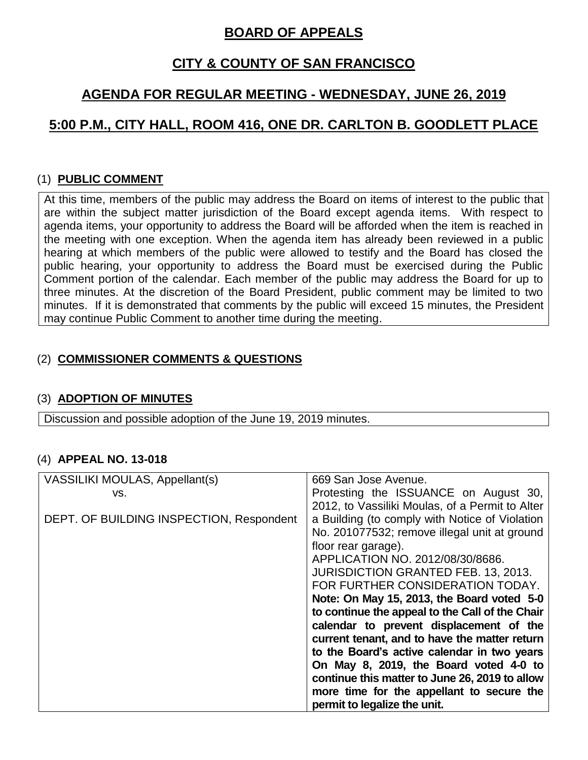# BOARD OF APPEALS

## CITY & COUNTY OF SAN FRANCISCO

## AGENDA FOR REGULAR MEETING - WEDNESDAY, JUNE 26, 2019

## 5:00 P.M., CITY HALL, ROOM 416, ONE DR. CARLTON B. GOODLETT PLACE

### (1) PUBLIC COMMENT

At this time, members of the public may address the Board on items of interest to the public that are within the subject matter jurisdiction of the Board except agenda items. With respect to agenda items, your opportunity to address the Board will be afforded when the item is reached in the meeting with one exception. When the agenda item has already been reviewed in a public hearing at which members of the public were allowed to testify and the Board has closed the public hearing, your opportunity to address the Board must be exercised during the Public Comment portion of the calendar. Each member of the public may address the Board for up to three minutes. At the discretion of the Board President, public comment may be limited to two minutes. If it is demonstrated that comments by the public will exceed 15 minutes, the President may continue Public Comment to another time during the meeting.

### (2) COMMISSIONER COMMENTS & QUESTIONS

### (3) ADOPTION OF MINUTES

Discussion and possible adoption of the June 19, 2019 minutes.

### (4) APPEAL NO. 13-018

| | |
|---|---|
| VASSILIKI MOULAS, Appellant(s)<br>vs.<br><br>DEPT. OF BUILDING INSPECTION, Respondent | 669 San Jose Avenue.<br>Protesting the ISSUANCE on August 30, 2012, to Vassiliki Moulas, of a Permit to Alter a Building (to comply with Notice of Violation No. 201077532; remove illegal unit at ground floor rear garage).<br>APPLICATION NO. 2012/08/30/8686.<br>JURISDICTION GRANTED FEB. 13, 2013.<br>FOR FURTHER CONSIDERATION TODAY.<br>**Note: On May 15, 2013, the Board voted 5-0 to continue the appeal to the Call of the Chair calendar to prevent displacement of the current tenant, and to have the matter return to the Board's active calendar in two years On May 8, 2019, the Board voted 4-0 to continue this matter to June 26, 2019 to allow more time for the appellant to secure the permit to legalize the unit.** |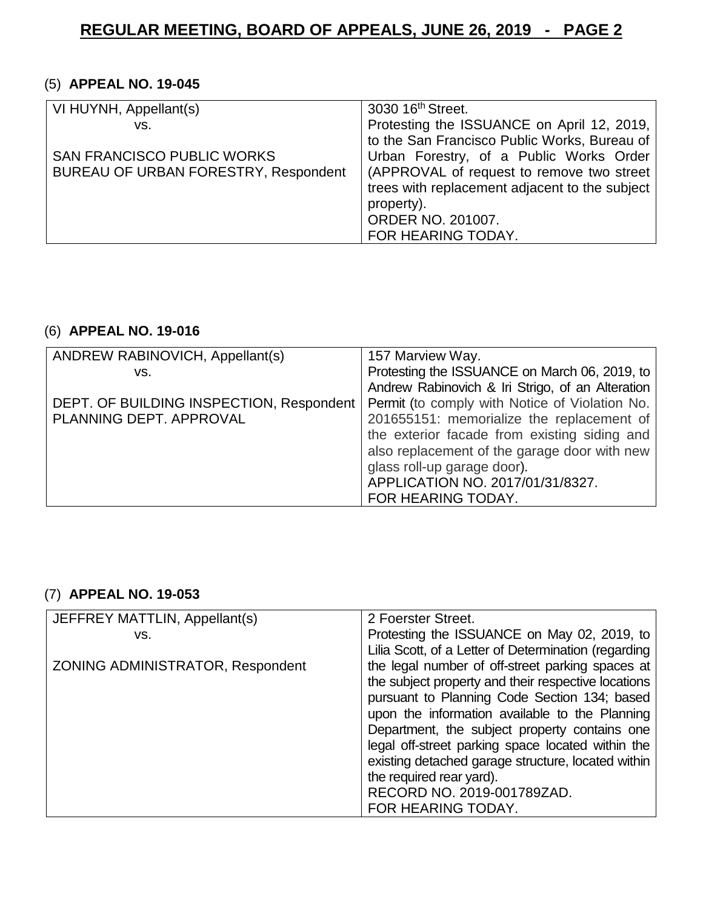(5) **APPEAL NO. 19-045**

| | |
|---|---|
| VI HUYNH, Appellant(s)<br>vs.<br><br>SAN FRANCISCO PUBLIC WORKS<br>BUREAU OF URBAN FORESTRY, Respondent | 3030 16th Street.<br>Protesting the ISSUANCE on April 12, 2019, to the San Francisco Public Works, Bureau of Urban Forestry, of a Public Works Order (APPROVAL of request to remove two street trees with replacement adjacent to the subject property).<br>ORDER NO. 201007.<br>FOR HEARING TODAY. |

(6) **APPEAL NO. 19-016**

| | |
|---|---|
| ANDREW RABINOVICH, Appellant(s)<br>vs.<br><br>DEPT. OF BUILDING INSPECTION, Respondent<br>PLANNING DEPT. APPROVAL | 157 Marview Way.<br>Protesting the ISSUANCE on March 06, 2019, to Andrew Rabinovich & Iri Strigo, of an Alteration Permit (to comply with Notice of Violation No. 201655151: memorialize the replacement of the exterior facade from existing siding and also replacement of the garage door with new glass roll-up garage door).<br>APPLICATION NO. 2017/01/31/8327.<br>FOR HEARING TODAY. |

(7) **APPEAL NO. 19-053**

| | |
|---|---|
| JEFFREY MATTLIN, Appellant(s)<br>vs.<br><br>ZONING ADMINISTRATOR, Respondent | 2 Foerster Street.<br>Protesting the ISSUANCE on May 02, 2019, to Lilia Scott, of a Letter of Determination (regarding the legal number of off-street parking spaces at the subject property and their respective locations pursuant to Planning Code Section 134; based upon the information available to the Planning Department, the subject property contains one legal off-street parking space located within the existing detached garage structure, located within the required rear yard).<br>RECORD NO. 2019-001789ZAD.<br>FOR HEARING TODAY. |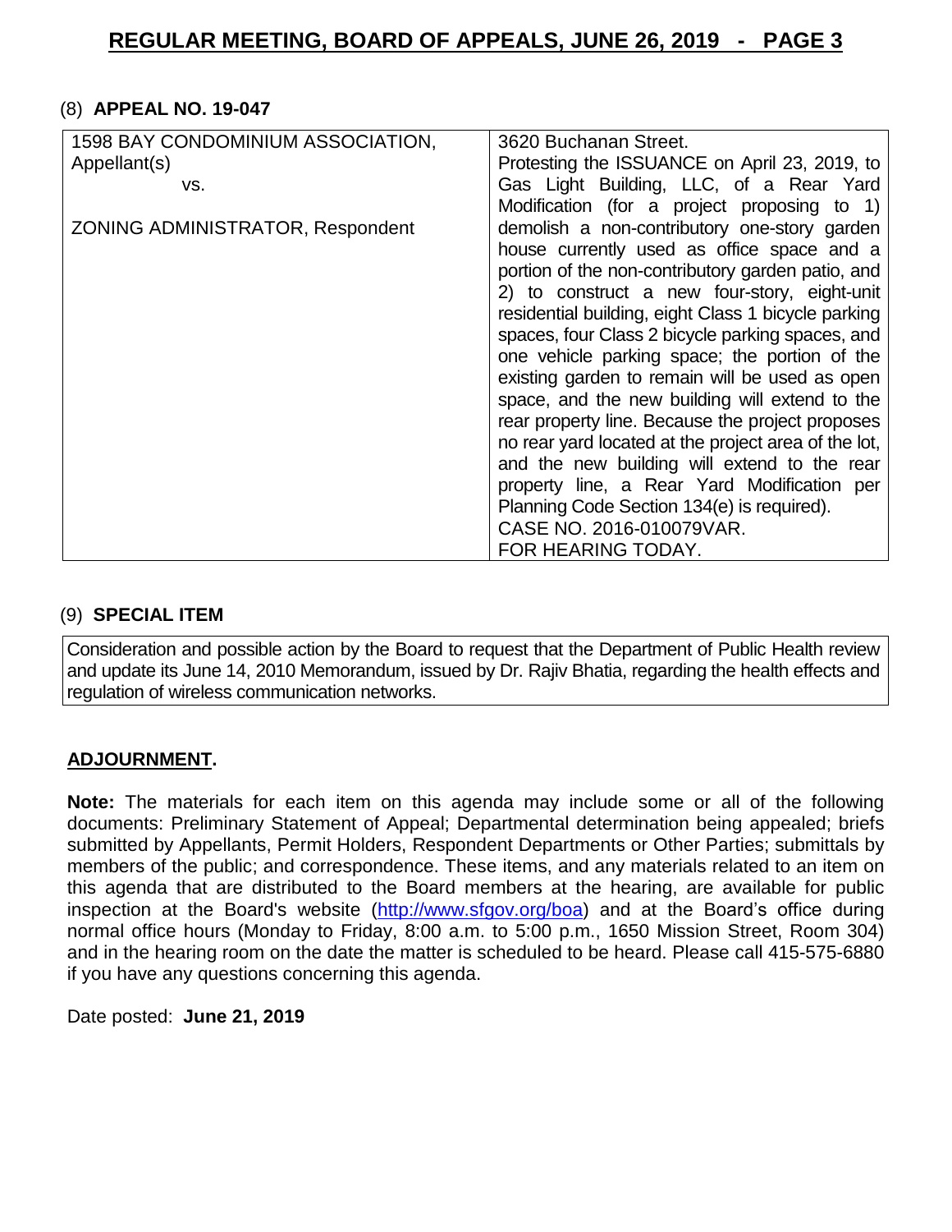(8) **APPEAL NO. 19-047**

| | |
|---|---|
| 1598 BAY CONDOMINIUM ASSOCIATION, Appellant(s)<br>vs.<br><br>ZONING ADMINISTRATOR, Respondent | 3620 Buchanan Street.<br>Protesting the ISSUANCE on April 23, 2019, to Gas Light Building, LLC, of a Rear Yard Modification (for a project proposing to 1) demolish a non-contributory one-story garden house currently used as office space and a portion of the non-contributory garden patio, and 2) to construct a new four-story, eight-unit residential building, eight Class 1 bicycle parking spaces, four Class 2 bicycle parking spaces, and one vehicle parking space; the portion of the existing garden to remain will be used as open space, and the new building will extend to the rear property line. Because the project proposes no rear yard located at the project area of the lot, and the new building will extend to the rear property line, a Rear Yard Modification per Planning Code Section 134(e) is required).<br>CASE NO. 2016-010079VAR.<br>FOR HEARING TODAY. |

(9) **SPECIAL ITEM**

Consideration and possible action by the Board to request that the Department of Public Health review and update its June 14, 2010 Memorandum, issued by Dr. Rajiv Bhatia, regarding the health effects and regulation of wireless communication networks.

**ADJOURNMENT.**

**Note:** The materials for each item on this agenda may include some or all of the following documents: Preliminary Statement of Appeal; Departmental determination being appealed; briefs submitted by Appellants, Permit Holders, Respondent Departments or Other Parties; submittals by members of the public; and correspondence. These items, and any materials related to an item on this agenda that are distributed to the Board members at the hearing, are available for public inspection at the Board's website (http://www.sfgov.org/boa) and at the Board's office during normal office hours (Monday to Friday, 8:00 a.m. to 5:00 p.m., 1650 Mission Street, Room 304) and in the hearing room on the date the matter is scheduled to be heard. Please call 415-575-6880 if you have any questions concerning this agenda.

Date posted: **June 21, 2019**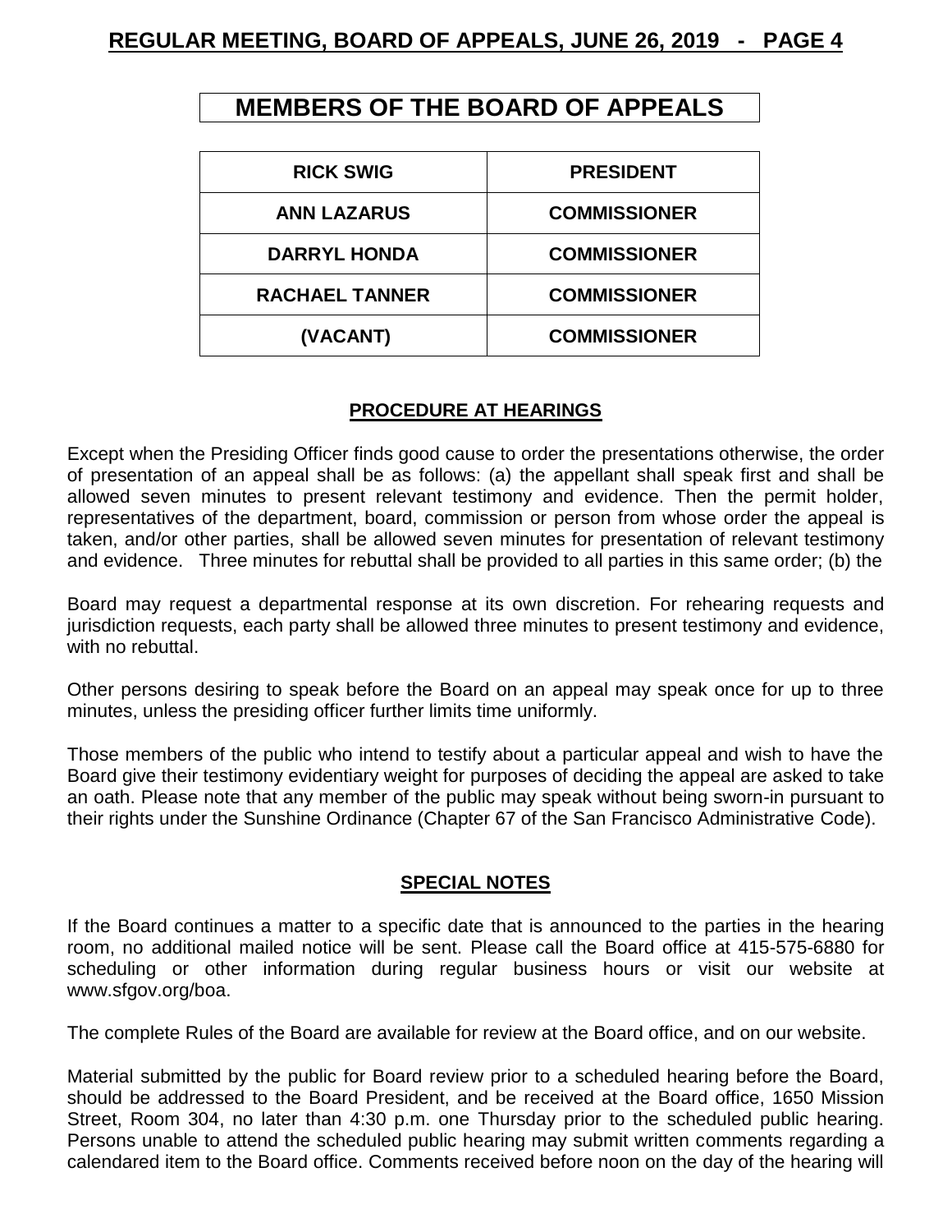# MEMBERS OF THE BOARD OF APPEALS

| | |
|---|---|
| **RICK SWIG** | **PRESIDENT** |
| **ANN LAZARUS** | **COMMISSIONER** |
| **DARRYL HONDA** | **COMMISSIONER** |
| **RACHAEL TANNER** | **COMMISSIONER** |
| **(VACANT)** | **COMMISSIONER** |

## PROCEDURE AT HEARINGS

Except when the Presiding Officer finds good cause to order the presentations otherwise, the order of presentation of an appeal shall be as follows: (a) the appellant shall speak first and shall be allowed seven minutes to present relevant testimony and evidence. Then the permit holder, representatives of the department, board, commission or person from whose order the appeal is taken, and/or other parties, shall be allowed seven minutes for presentation of relevant testimony and evidence. Three minutes for rebuttal shall be provided to all parties in this same order; (b) the Board may request a departmental response at its own discretion. For rehearing requests and jurisdiction requests, each party shall be allowed three minutes to present testimony and evidence, with no rebuttal.

Other persons desiring to speak before the Board on an appeal may speak once for up to three minutes, unless the presiding officer further limits time uniformly.

Those members of the public who intend to testify about a particular appeal and wish to have the Board give their testimony evidentiary weight for purposes of deciding the appeal are asked to take an oath. Please note that any member of the public may speak without being sworn-in pursuant to their rights under the Sunshine Ordinance (Chapter 67 of the San Francisco Administrative Code).

## SPECIAL NOTES

If the Board continues a matter to a specific date that is announced to the parties in the hearing room, no additional mailed notice will be sent. Please call the Board office at 415-575-6880 for scheduling or other information during regular business hours or visit our website at www.sfgov.org/boa.

The complete Rules of the Board are available for review at the Board office, and on our website.

Material submitted by the public for Board review prior to a scheduled hearing before the Board, should be addressed to the Board President, and be received at the Board office, 1650 Mission Street, Room 304, no later than 4:30 p.m. one Thursday prior to the scheduled public hearing. Persons unable to attend the scheduled public hearing may submit written comments regarding a calendared item to the Board office. Comments received before noon on the day of the hearing will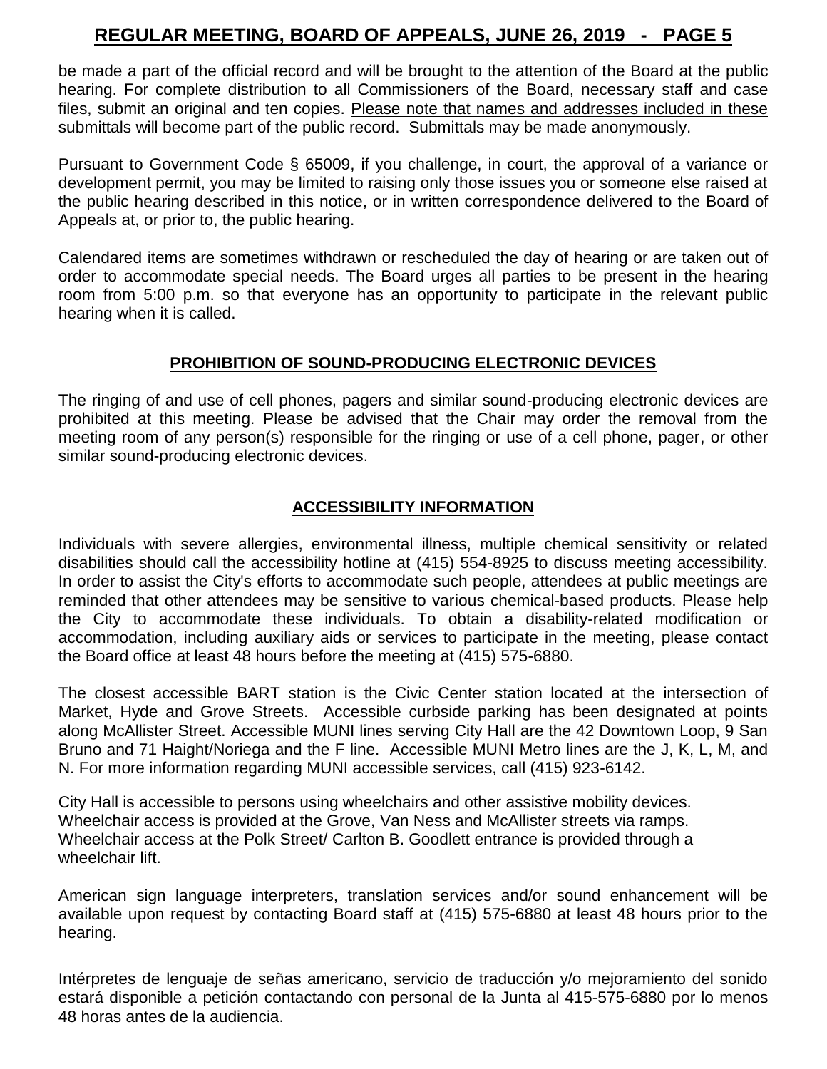be made a part of the official record and will be brought to the attention of the Board at the public hearing. For complete distribution to all Commissioners of the Board, necessary staff and case files, submit an original and ten copies. <u>Please note that names and addresses included in these submittals will become part of the public record. Submittals may be made anonymously.</u>

Pursuant to Government Code § 65009, if you challenge, in court, the approval of a variance or development permit, you may be limited to raising only those issues you or someone else raised at the public hearing described in this notice, or in written correspondence delivered to the Board of Appeals at, or prior to, the public hearing.

Calendared items are sometimes withdrawn or rescheduled the day of hearing or are taken out of order to accommodate special needs. The Board urges all parties to be present in the hearing room from 5:00 p.m. so that everyone has an opportunity to participate in the relevant public hearing when it is called.

## PROHIBITION OF SOUND-PRODUCING ELECTRONIC DEVICES

The ringing of and use of cell phones, pagers and similar sound-producing electronic devices are prohibited at this meeting. Please be advised that the Chair may order the removal from the meeting room of any person(s) responsible for the ringing or use of a cell phone, pager, or other similar sound-producing electronic devices.

## ACCESSIBILITY INFORMATION

Individuals with severe allergies, environmental illness, multiple chemical sensitivity or related disabilities should call the accessibility hotline at (415) 554-8925 to discuss meeting accessibility. In order to assist the City's efforts to accommodate such people, attendees at public meetings are reminded that other attendees may be sensitive to various chemical-based products. Please help the City to accommodate these individuals. To obtain a disability-related modification or accommodation, including auxiliary aids or services to participate in the meeting, please contact the Board office at least 48 hours before the meeting at (415) 575-6880.

The closest accessible BART station is the Civic Center station located at the intersection of Market, Hyde and Grove Streets. Accessible curbside parking has been designated at points along McAllister Street. Accessible MUNI lines serving City Hall are the 42 Downtown Loop, 9 San Bruno and 71 Haight/Noriega and the F line. Accessible MUNI Metro lines are the J, K, L, M, and N. For more information regarding MUNI accessible services, call (415) 923-6142.

City Hall is accessible to persons using wheelchairs and other assistive mobility devices. Wheelchair access is provided at the Grove, Van Ness and McAllister streets via ramps. Wheelchair access at the Polk Street/ Carlton B. Goodlett entrance is provided through a wheelchair lift.

American sign language interpreters, translation services and/or sound enhancement will be available upon request by contacting Board staff at (415) 575-6880 at least 48 hours prior to the hearing.

Intérpretes de lenguaje de señas americano, servicio de traducción y/o mejoramiento del sonido estará disponible a petición contactando con personal de la Junta al 415-575-6880 por lo menos 48 horas antes de la audiencia.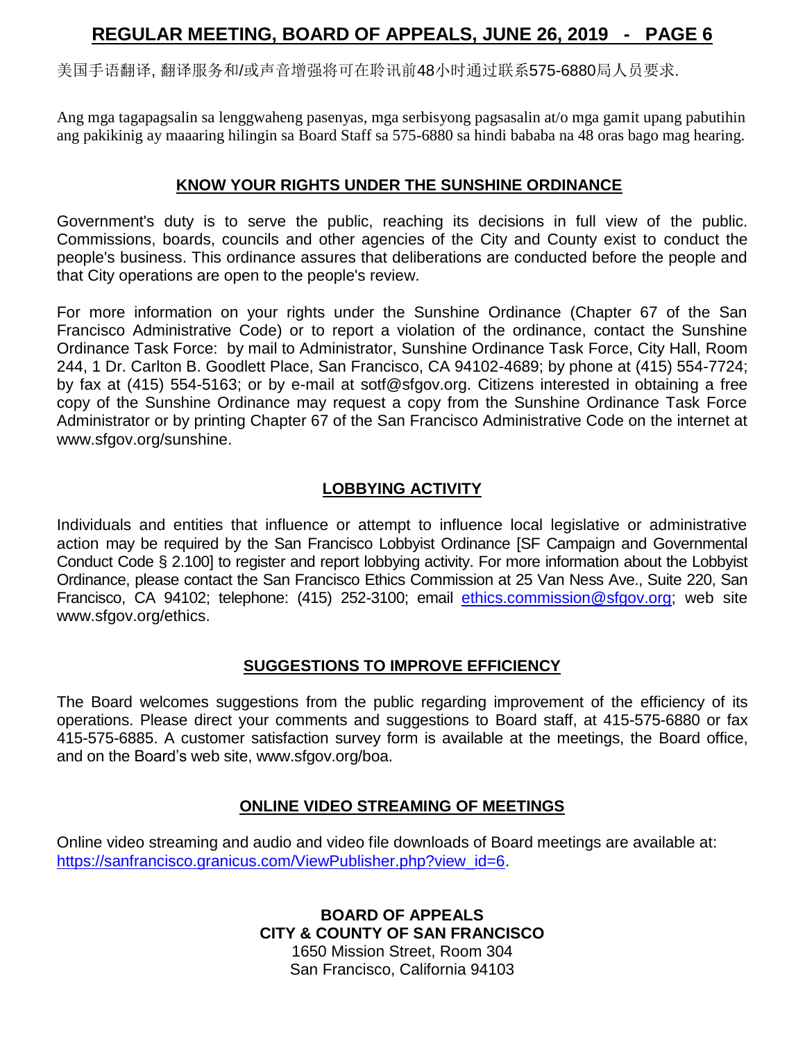美国手语翻译, 翻译服务和/或声音增强将可在聆讯前48小时通过联系575-6880局人员要求.

Ang mga tagapagsalin sa lenggwaheng pasenyas, mga serbisyong pagsasalin at/o mga gamit upang pabutihin ang pakikinig ay maaaring hilingin sa Board Staff sa 575-6880 sa hindi bababa na 48 oras bago mag hearing.

## KNOW YOUR RIGHTS UNDER THE SUNSHINE ORDINANCE

Government's duty is to serve the public, reaching its decisions in full view of the public. Commissions, boards, councils and other agencies of the City and County exist to conduct the people's business. This ordinance assures that deliberations are conducted before the people and that City operations are open to the people's review.

For more information on your rights under the Sunshine Ordinance (Chapter 67 of the San Francisco Administrative Code) or to report a violation of the ordinance, contact the Sunshine Ordinance Task Force: by mail to Administrator, Sunshine Ordinance Task Force, City Hall, Room 244, 1 Dr. Carlton B. Goodlett Place, San Francisco, CA 94102-4689; by phone at (415) 554-7724; by fax at (415) 554-5163; or by e-mail at sotf@sfgov.org. Citizens interested in obtaining a free copy of the Sunshine Ordinance may request a copy from the Sunshine Ordinance Task Force Administrator or by printing Chapter 67 of the San Francisco Administrative Code on the internet at www.sfgov.org/sunshine.

## LOBBYING ACTIVITY

Individuals and entities that influence or attempt to influence local legislative or administrative action may be required by the San Francisco Lobbyist Ordinance [SF Campaign and Governmental Conduct Code § 2.100] to register and report lobbying activity. For more information about the Lobbyist Ordinance, please contact the San Francisco Ethics Commission at 25 Van Ness Ave., Suite 220, San Francisco, CA 94102; telephone: (415) 252-3100; email ethics.commission@sfgov.org; web site www.sfgov.org/ethics.

## SUGGESTIONS TO IMPROVE EFFICIENCY

The Board welcomes suggestions from the public regarding improvement of the efficiency of its operations. Please direct your comments and suggestions to Board staff, at 415-575-6880 or fax 415-575-6885. A customer satisfaction survey form is available at the meetings, the Board office, and on the Board's web site, www.sfgov.org/boa.

## ONLINE VIDEO STREAMING OF MEETINGS

Online video streaming and audio and video file downloads of Board meetings are available at: https://sanfrancisco.granicus.com/ViewPublisher.php?view_id=6.

**BOARD OF APPEALS**
**CITY & COUNTY OF SAN FRANCISCO**
1650 Mission Street, Room 304
San Francisco, California 94103